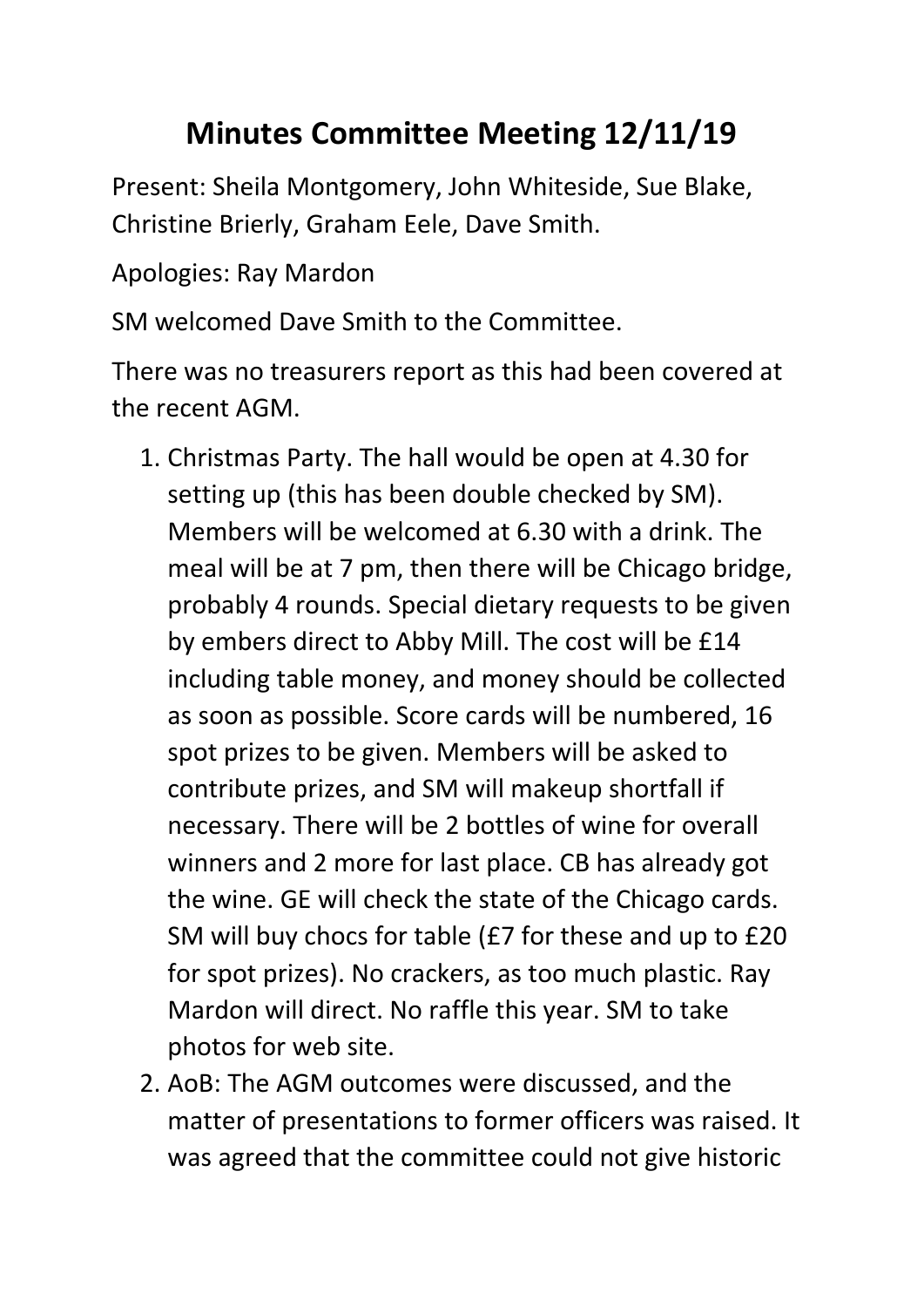# Minutes Committee Meeting 12/11/19

Present: Sheila Montgomery, John Whiteside, Sue Blake, Christine Brierly, Graham Eele, Dave Smith.

Apologies: Ray Mardon

SM welcomed Dave Smith to the Committee.

There was no treasurers report as this had been covered at the recent AGM.

1. Christmas Party. The hall would be open at 4.30 for setting up (this has been double checked by SM). Members will be welcomed at 6.30 with a drink. The meal will be at 7 pm, then there will be Chicago bridge, probably 4 rounds. Special dietary requests to be given by embers direct to Abby Mill. The cost will be £14 including table money, and money should be collected as soon as possible. Score cards will be numbered, 16 spot prizes to be given. Members will be asked to contribute prizes, and SM will makeup shortfall if necessary. There will be 2 bottles of wine for overall winners and 2 more for last place. CB has already got the wine. GE will check the state of the Chicago cards. SM will buy chocs for table (£7 for these and up to £20 for spot prizes). No crackers, as too much plastic. Ray Mardon will direct. No raffle this year. SM to take photos for web site.
2. AoB: The AGM outcomes were discussed, and the matter of presentations to former officers was raised. It was agreed that the committee could not give historic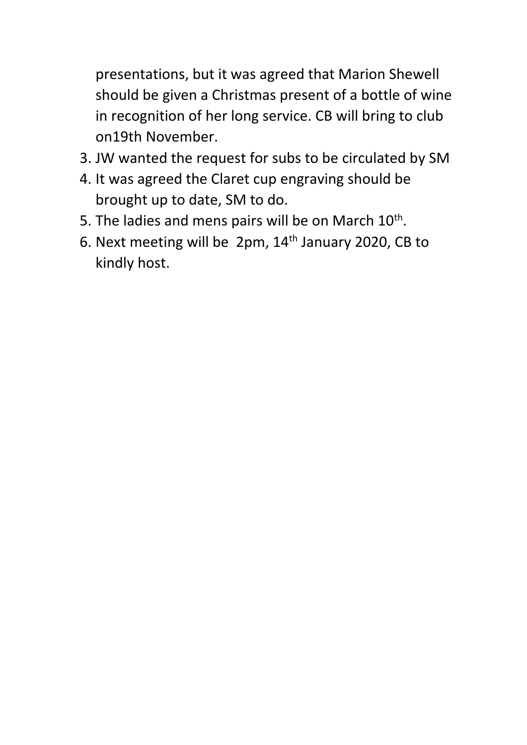presentations, but it was agreed that Marion Shewell should be given a Christmas present of a bottle of wine in recognition of her long service. CB will bring to club on19th November.

3. JW wanted the request for subs to be circulated by SM
4. It was agreed the Claret cup engraving should be brought up to date, SM to do.
5. The ladies and mens pairs will be on March 10th.
6. Next meeting will be 2pm, 14th January 2020, CB to kindly host.